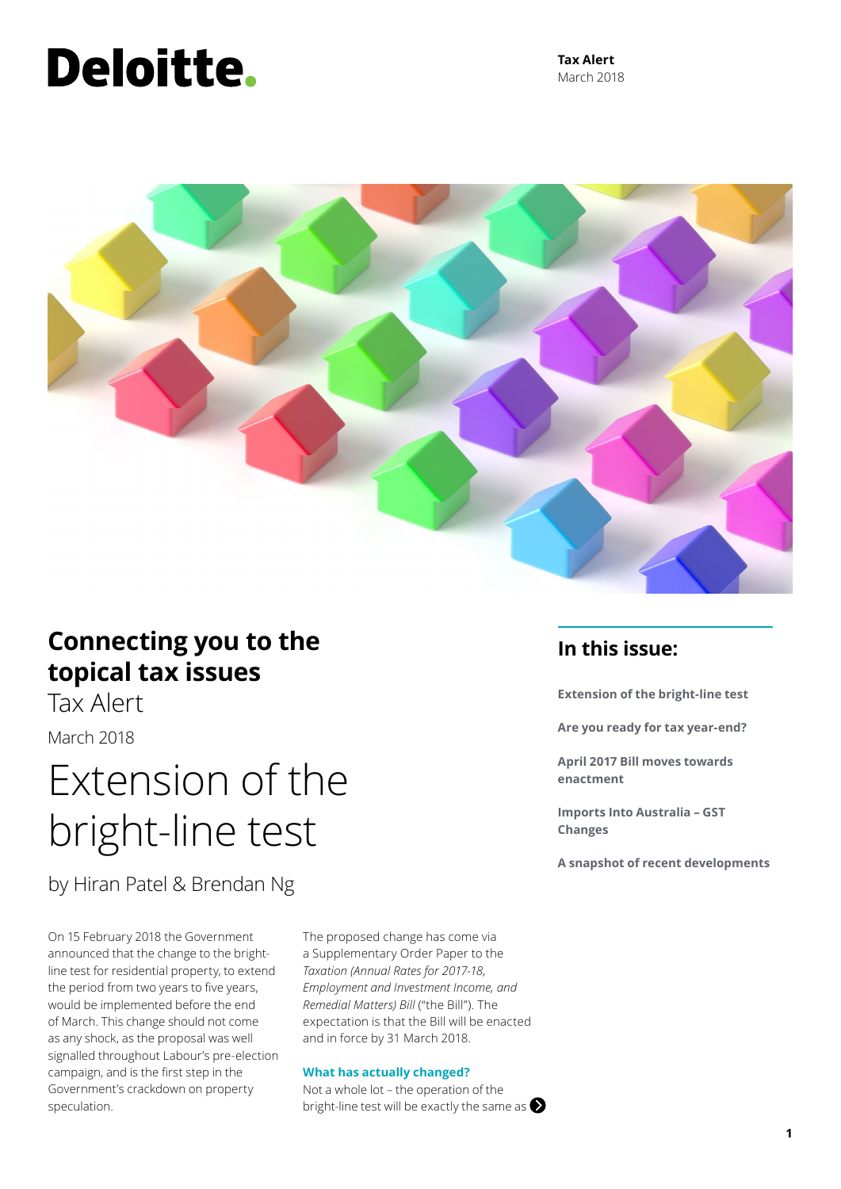Deloitte.

**Tax Alert**
March 2018

## Connecting you to the topical tax issues

Tax Alert

March 2018

# Extension of the bright-line test

by Hiran Patel & Brendan Ng

## In this issue:

**Extension of the bright-line test**

**Are you ready for tax year-end?**

**April 2017 Bill moves towards enactment**

**Imports Into Australia – GST Changes**

**A snapshot of recent developments**

On 15 February 2018 the Government announced that the change to the bright-line test for residential property, to extend the period from two years to five years, would be implemented before the end of March. This change should not come as any shock, as the proposal was well signalled throughout Labour's pre-election campaign, and is the first step in the Government's crackdown on property speculation.

The proposed change has come via a Supplementary Order Paper to the *Taxation (Annual Rates for 2017-18, Employment and Investment Income, and Remedial Matters) Bill* ("the Bill"). The expectation is that the Bill will be enacted and in force by 31 March 2018.

### What has actually changed?

Not a whole lot – the operation of the bright-line test will be exactly the same as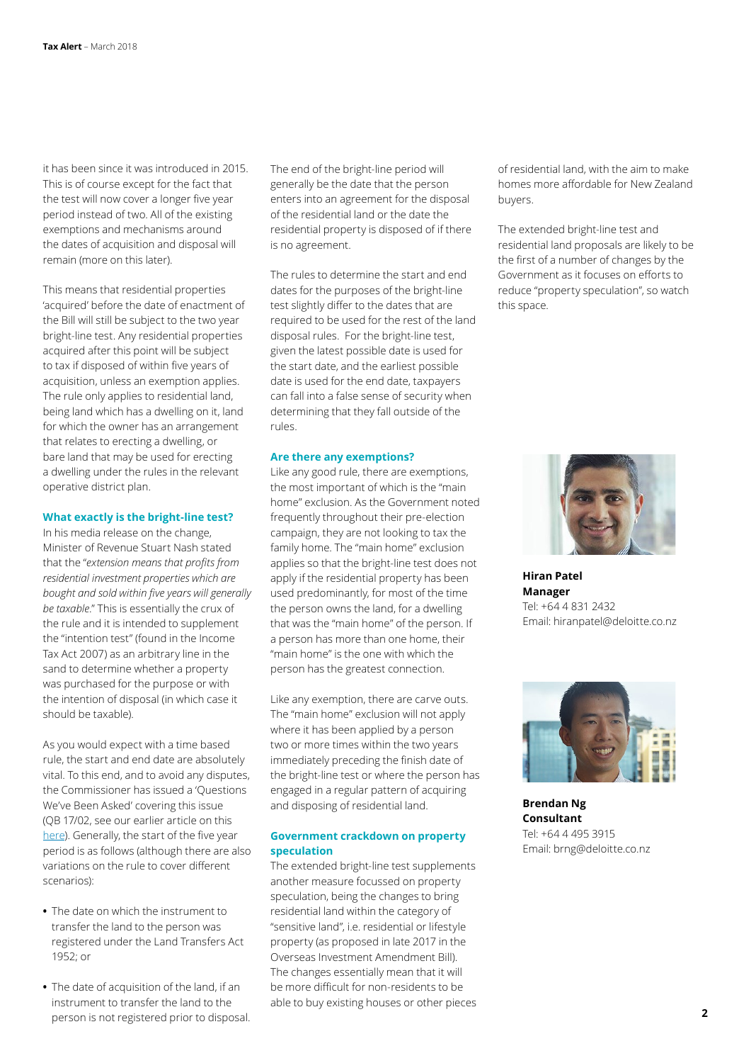it has been since it was introduced in 2015. This is of course except for the fact that the test will now cover a longer five year period instead of two. All of the existing exemptions and mechanisms around the dates of acquisition and disposal will remain (more on this later).

This means that residential properties 'acquired' before the date of enactment of the Bill will still be subject to the two year bright-line test. Any residential properties acquired after this point will be subject to tax if disposed of within five years of acquisition, unless an exemption applies. The rule only applies to residential land, being land which has a dwelling on it, land for which the owner has an arrangement that relates to erecting a dwelling, or bare land that may be used for erecting a dwelling under the rules in the relevant operative district plan.

### What exactly is the bright-line test?

In his media release on the change, Minister of Revenue Stuart Nash stated that the "*extension means that profits from residential investment properties which are bought and sold within five years will generally be taxable*." This is essentially the crux of the rule and it is intended to supplement the "intention test" (found in the Income Tax Act 2007) as an arbitrary line in the sand to determine whether a property was purchased for the purpose or with the intention of disposal (in which case it should be taxable).

As you would expect with a time based rule, the start and end date are absolutely vital. To this end, and to avoid any disputes, the Commissioner has issued a 'Questions We've Been Asked' covering this issue (QB 17/02, see our earlier article on this here). Generally, the start of the five year period is as follows (although there are also variations on the rule to cover different scenarios):

- The date on which the instrument to transfer the land to the person was registered under the Land Transfers Act 1952; or
- The date of acquisition of the land, if an instrument to transfer the land to the person is not registered prior to disposal.

The end of the bright-line period will generally be the date that the person enters into an agreement for the disposal of the residential land or the date the residential property is disposed of if there is no agreement.

The rules to determine the start and end dates for the purposes of the bright-line test slightly differ to the dates that are required to be used for the rest of the land disposal rules. For the bright-line test, given the latest possible date is used for the start date, and the earliest possible date is used for the end date, taxpayers can fall into a false sense of security when determining that they fall outside of the rules.

### Are there any exemptions?

Like any good rule, there are exemptions, the most important of which is the "main home" exclusion. As the Government noted frequently throughout their pre-election campaign, they are not looking to tax the family home. The "main home" exclusion applies so that the bright-line test does not apply if the residential property has been used predominantly, for most of the time the person owns the land, for a dwelling that was the "main home" of the person. If a person has more than one home, their "main home" is the one with which the person has the greatest connection.

Like any exemption, there are carve outs. The "main home" exclusion will not apply where it has been applied by a person two or more times within the two years immediately preceding the finish date of the bright-line test or where the person has engaged in a regular pattern of acquiring and disposing of residential land.

### Government crackdown on property speculation

The extended bright-line test supplements another measure focussed on property speculation, being the changes to bring residential land within the category of "sensitive land", i.e. residential or lifestyle property (as proposed in late 2017 in the Overseas Investment Amendment Bill). The changes essentially mean that it will be more difficult for non-residents to be able to buy existing houses or other pieces of residential land, with the aim to make homes more affordable for New Zealand buyers.

The extended bright-line test and residential land proposals are likely to be the first of a number of changes by the Government as it focuses on efforts to reduce "property speculation", so watch this space.

**Hiran Patel**
**Manager**
Tel: +64 4 831 2432
Email: hiranpatel@deloitte.co.nz

**Brendan Ng**
**Consultant**
Tel: +64 4 495 3915
Email: brng@deloitte.co.nz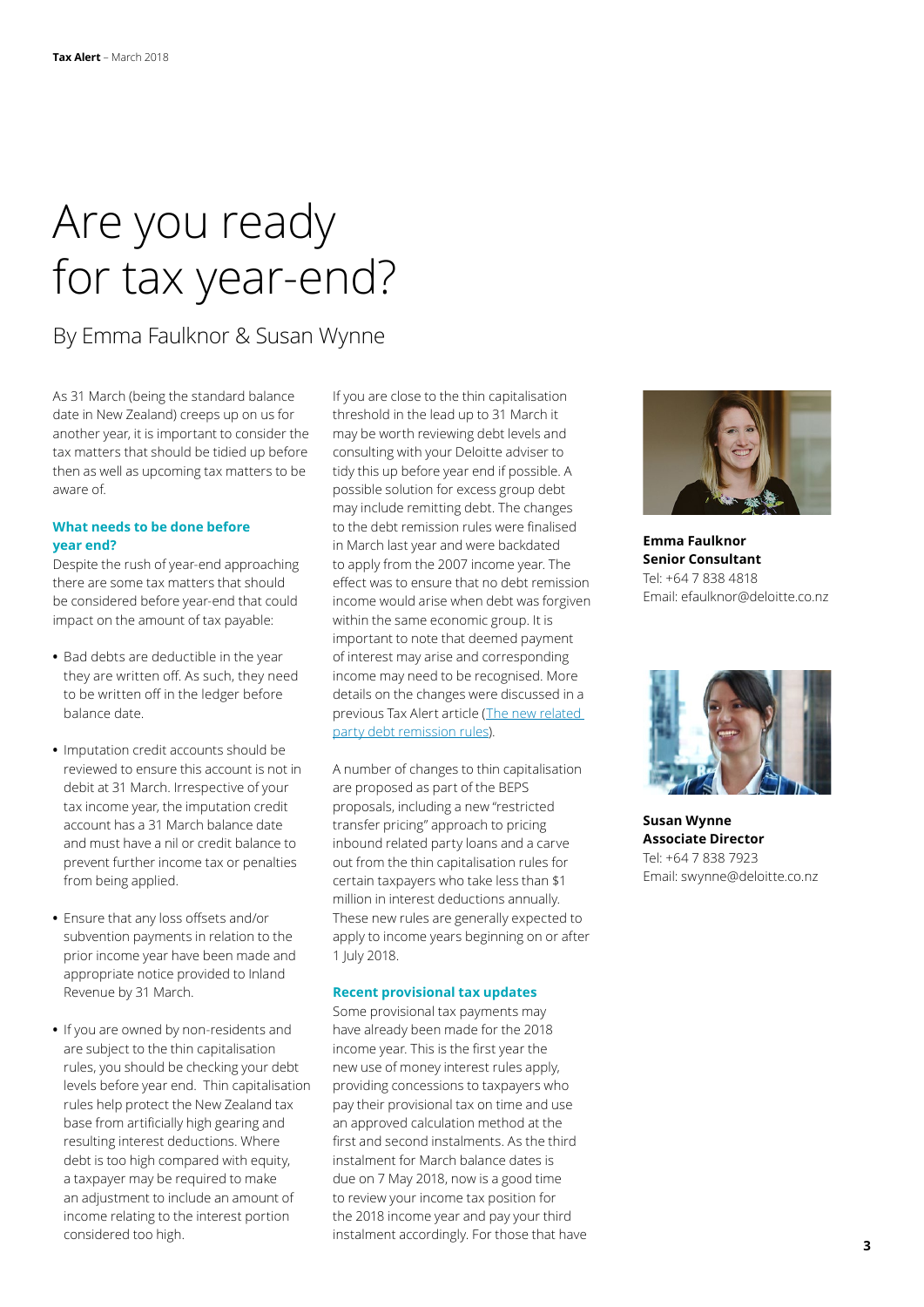# Are you ready for tax year-end?

## By Emma Faulknor & Susan Wynne

As 31 March (being the standard balance date in New Zealand) creeps up on us for another year, it is important to consider the tax matters that should be tidied up before then as well as upcoming tax matters to be aware of.

### What needs to be done before year end?

Despite the rush of year-end approaching there are some tax matters that should be considered before year-end that could impact on the amount of tax payable:

- Bad debts are deductible in the year they are written off. As such, they need to be written off in the ledger before balance date.
- Imputation credit accounts should be reviewed to ensure this account is not in debit at 31 March. Irrespective of your tax income year, the imputation credit account has a 31 March balance date and must have a nil or credit balance to prevent further income tax or penalties from being applied.
- Ensure that any loss offsets and/or subvention payments in relation to the prior income year have been made and appropriate notice provided to Inland Revenue by 31 March.
- If you are owned by non-residents and are subject to the thin capitalisation rules, you should be checking your debt levels before year end. Thin capitalisation rules help protect the New Zealand tax base from artificially high gearing and resulting interest deductions. Where debt is too high compared with equity, a taxpayer may be required to make an adjustment to include an amount of income relating to the interest portion considered too high.

If you are close to the thin capitalisation threshold in the lead up to 31 March it may be worth reviewing debt levels and consulting with your Deloitte adviser to tidy this up before year end if possible. A possible solution for excess group debt may include remitting debt. The changes to the debt remission rules were finalised in March last year and were backdated to apply from the 2007 income year. The effect was to ensure that no debt remission income would arise when debt was forgiven within the same economic group. It is important to note that deemed payment of interest may arise and corresponding income may need to be recognised. More details on the changes were discussed in a previous Tax Alert article (The new related party debt remission rules).

A number of changes to thin capitalisation are proposed as part of the BEPS proposals, including a new "restricted transfer pricing" approach to pricing inbound related party loans and a carve out from the thin capitalisation rules for certain taxpayers who take less than $1 million in interest deductions annually. These new rules are generally expected to apply to income years beginning on or after 1 July 2018.

### Recent provisional tax updates

Some provisional tax payments may have already been made for the 2018 income year. This is the first year the new use of money interest rules apply, providing concessions to taxpayers who pay their provisional tax on time and use an approved calculation method at the first and second instalments. As the third instalment for March balance dates is due on 7 May 2018, now is a good time to review your income tax position for the 2018 income year and pay your third instalment accordingly. For those that have

**Emma Faulknor**
**Senior Consultant**
Tel: +64 7 838 4818
Email: efaulknor@deloitte.co.nz

**Susan Wynne**
**Associate Director**
Tel: +64 7 838 7923
Email: swynne@deloitte.co.nz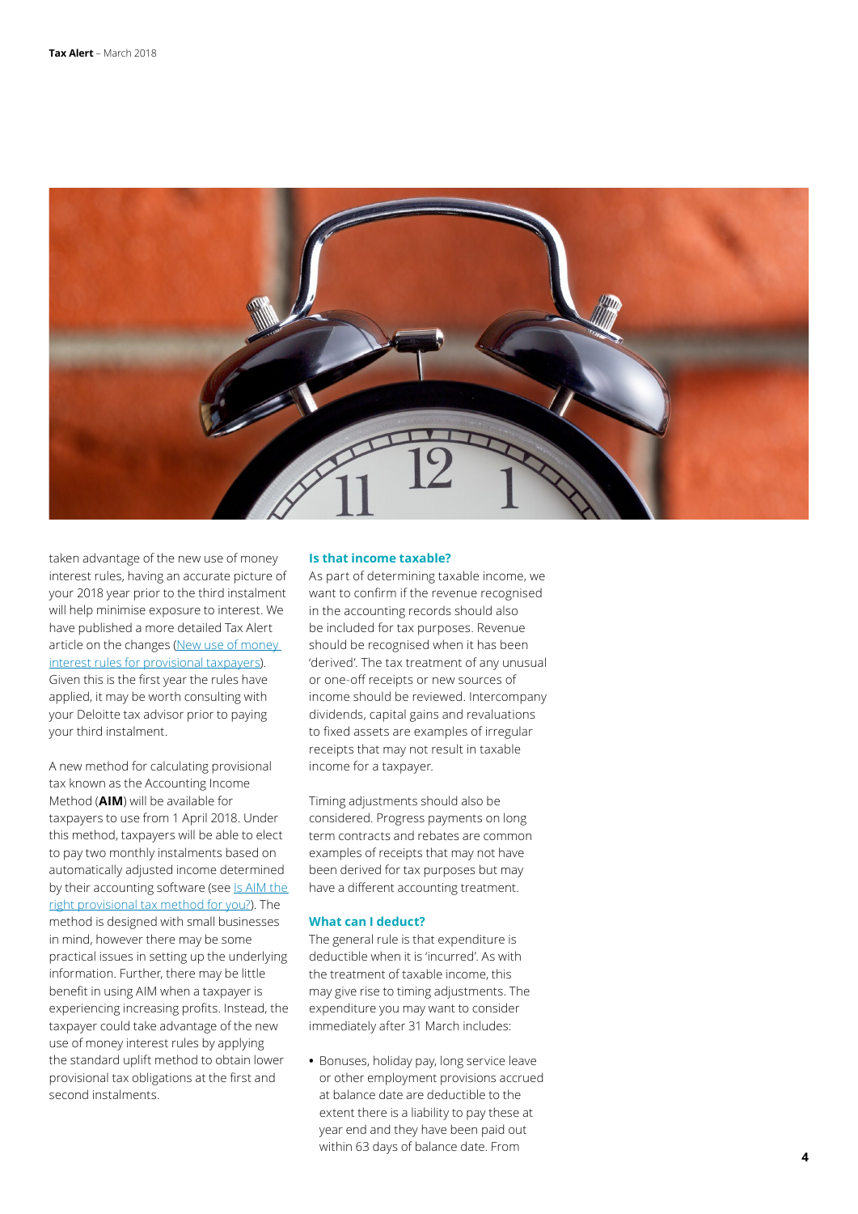taken advantage of the new use of money interest rules, having an accurate picture of your 2018 year prior to the third instalment will help minimise exposure to interest. We have published a more detailed Tax Alert article on the changes (New use of money interest rules for provisional taxpayers). Given this is the first year the rules have applied, it may be worth consulting with your Deloitte tax advisor prior to paying your third instalment.

A new method for calculating provisional tax known as the Accounting Income Method (**AIM**) will be available for taxpayers to use from 1 April 2018. Under this method, taxpayers will be able to elect to pay two monthly instalments based on automatically adjusted income determined by their accounting software (see Is AIM the right provisional tax method for you?). The method is designed with small businesses in mind, however there may be some practical issues in setting up the underlying information. Further, there may be little benefit in using AIM when a taxpayer is experiencing increasing profits. Instead, the taxpayer could take advantage of the new use of money interest rules by applying the standard uplift method to obtain lower provisional tax obligations at the first and second instalments.

### Is that income taxable?

As part of determining taxable income, we want to confirm if the revenue recognised in the accounting records should also be included for tax purposes. Revenue should be recognised when it has been 'derived'. The tax treatment of any unusual or one-off receipts or new sources of income should be reviewed. Intercompany dividends, capital gains and revaluations to fixed assets are examples of irregular receipts that may not result in taxable income for a taxpayer.

Timing adjustments should also be considered. Progress payments on long term contracts and rebates are common examples of receipts that may not have been derived for tax purposes but may have a different accounting treatment.

### What can I deduct?

The general rule is that expenditure is deductible when it is 'incurred'. As with the treatment of taxable income, this may give rise to timing adjustments. The expenditure you may want to consider immediately after 31 March includes:

- Bonuses, holiday pay, long service leave or other employment provisions accrued at balance date are deductible to the extent there is a liability to pay these at year end and they have been paid out within 63 days of balance date. From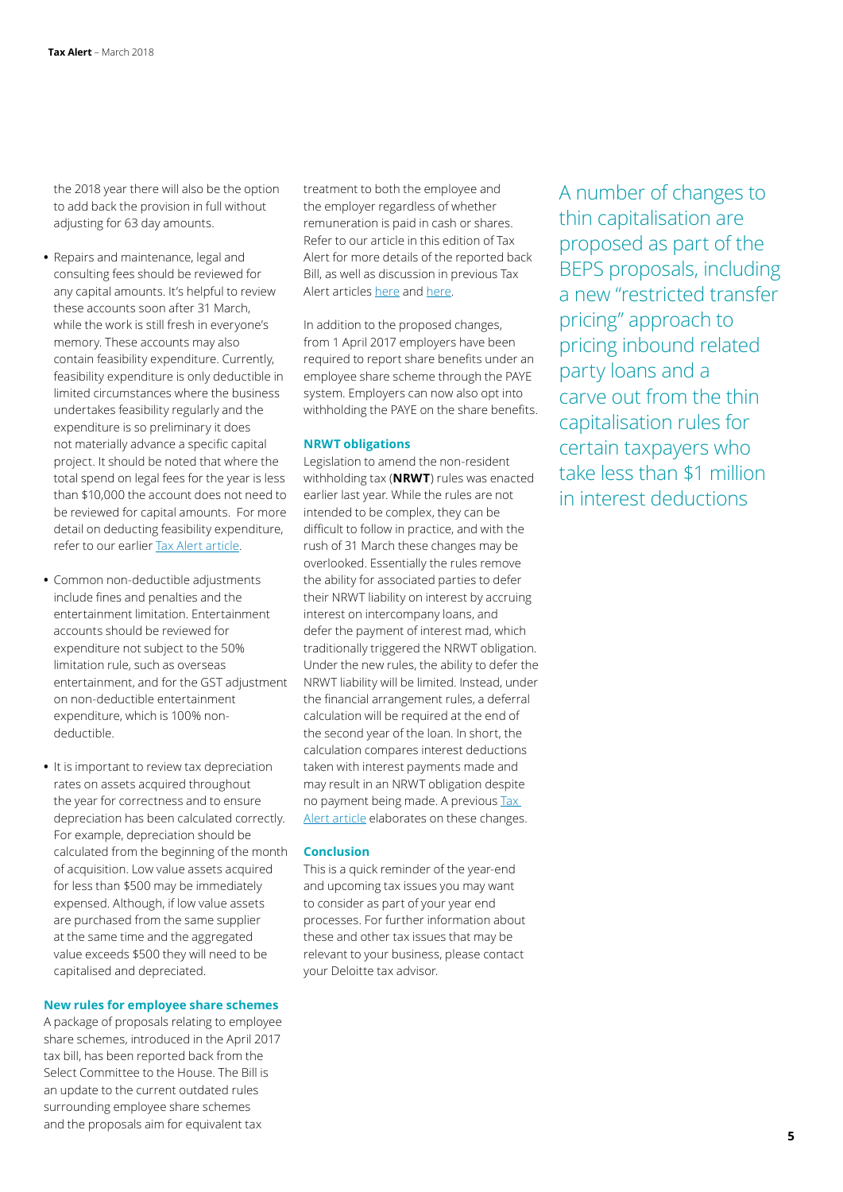the 2018 year there will also be the option to add back the provision in full without adjusting for 63 day amounts.

- Repairs and maintenance, legal and consulting fees should be reviewed for any capital amounts. It's helpful to review these accounts soon after 31 March, while the work is still fresh in everyone's memory. These accounts may also contain feasibility expenditure. Currently, feasibility expenditure is only deductible in limited circumstances where the business undertakes feasibility regularly and the expenditure is so preliminary it does not materially advance a specific capital project. It should be noted that where the total spend on legal fees for the year is less than $10,000 the account does not need to be reviewed for capital amounts. For more detail on deducting feasibility expenditure, refer to our earlier Tax Alert article.

- Common non-deductible adjustments include fines and penalties and the entertainment limitation. Entertainment accounts should be reviewed for expenditure not subject to the 50% limitation rule, such as overseas entertainment, and for the GST adjustment on non-deductible entertainment expenditure, which is 100% non-deductible.

- It is important to review tax depreciation rates on assets acquired throughout the year for correctness and to ensure depreciation has been calculated correctly. For example, depreciation should be calculated from the beginning of the month of acquisition. Low value assets acquired for less than $500 may be immediately expensed. Although, if low value assets are purchased from the same supplier at the same time and the aggregated value exceeds $500 they will need to be capitalised and depreciated.

### New rules for employee share schemes

A package of proposals relating to employee share schemes, introduced in the April 2017 tax bill, has been reported back from the Select Committee to the House. The Bill is an update to the current outdated rules surrounding employee share schemes and the proposals aim for equivalent tax treatment to both the employee and the employer regardless of whether remuneration is paid in cash or shares. Refer to our article in this edition of Tax Alert for more details of the reported back Bill, as well as discussion in previous Tax Alert articles here and here.

In addition to the proposed changes, from 1 April 2017 employers have been required to report share benefits under an employee share scheme through the PAYE system. Employers can now also opt into withholding the PAYE on the share benefits.

### NRWT obligations

Legislation to amend the non-resident withholding tax (**NRWT**) rules was enacted earlier last year. While the rules are not intended to be complex, they can be difficult to follow in practice, and with the rush of 31 March these changes may be overlooked. Essentially the rules remove the ability for associated parties to defer their NRWT liability on interest by accruing interest on intercompany loans, and defer the payment of interest mad, which traditionally triggered the NRWT obligation. Under the new rules, the ability to defer the NRWT liability will be limited. Instead, under the financial arrangement rules, a deferral calculation will be required at the end of the second year of the loan. In short, the calculation compares interest deductions taken with interest payments made and may result in an NRWT obligation despite no payment being made. A previous Tax Alert article elaborates on these changes.

### Conclusion

This is a quick reminder of the year-end and upcoming tax issues you may want to consider as part of your year end processes. For further information about these and other tax issues that may be relevant to your business, please contact your Deloitte tax advisor.

A number of changes to thin capitalisation are proposed as part of the BEPS proposals, including a new "restricted transfer pricing" approach to pricing inbound related party loans and a carve out from the thin capitalisation rules for certain taxpayers who take less than $1 million in interest deductions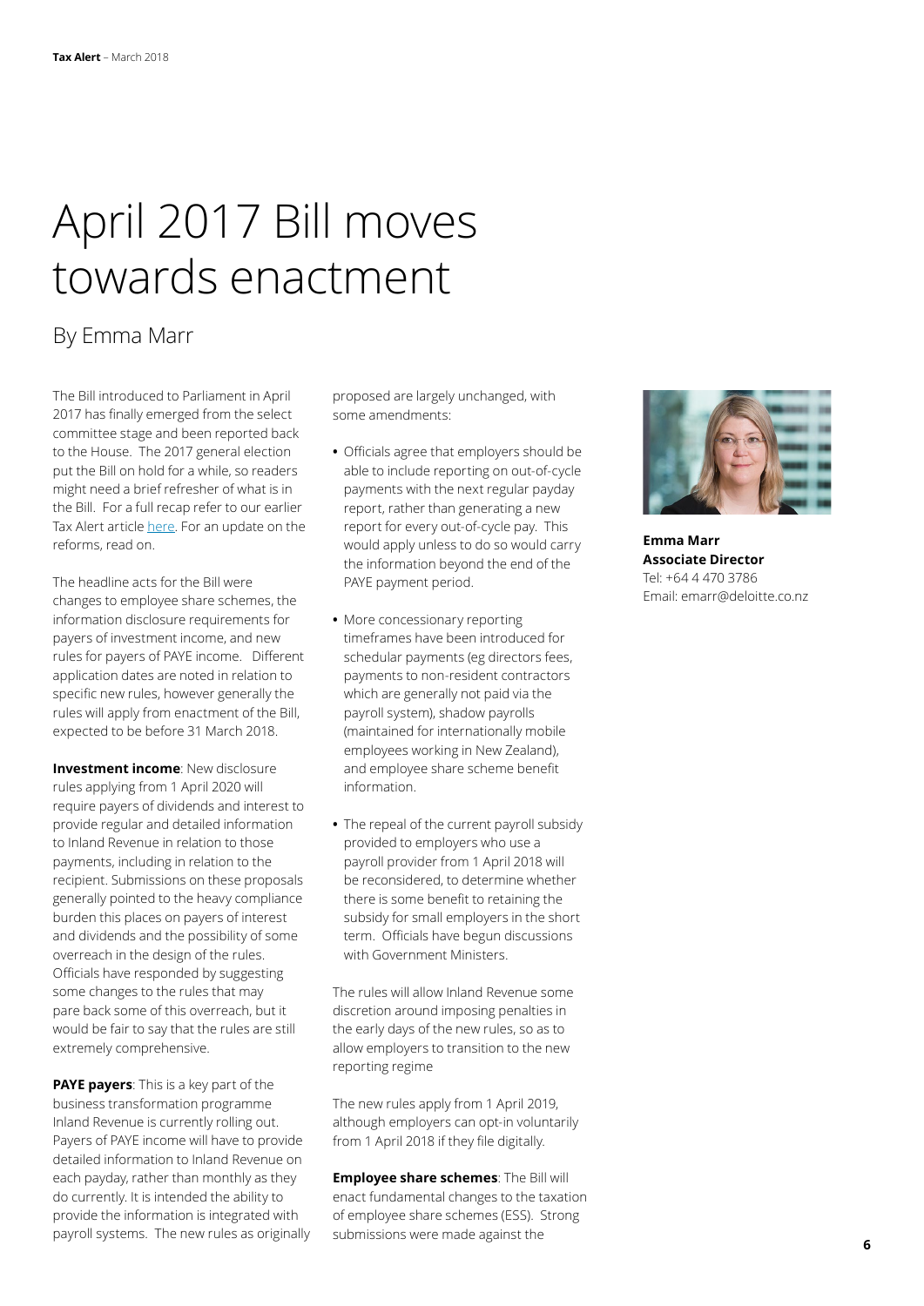# April 2017 Bill moves towards enactment

## By Emma Marr

The Bill introduced to Parliament in April 2017 has finally emerged from the select committee stage and been reported back to the House. The 2017 general election put the Bill on hold for a while, so readers might need a brief refresher of what is in the Bill. For a full recap refer to our earlier Tax Alert article here. For an update on the reforms, read on.

The headline acts for the Bill were changes to employee share schemes, the information disclosure requirements for payers of investment income, and new rules for payers of PAYE income. Different application dates are noted in relation to specific new rules, however generally the rules will apply from enactment of the Bill, expected to be before 31 March 2018.

**Investment income**: New disclosure rules applying from 1 April 2020 will require payers of dividends and interest to provide regular and detailed information to Inland Revenue in relation to those payments, including in relation to the recipient. Submissions on these proposals generally pointed to the heavy compliance burden this places on payers of interest and dividends and the possibility of some overreach in the design of the rules. Officials have responded by suggesting some changes to the rules that may pare back some of this overreach, but it would be fair to say that the rules are still extremely comprehensive.

**PAYE payers**: This is a key part of the business transformation programme Inland Revenue is currently rolling out. Payers of PAYE income will have to provide detailed information to Inland Revenue on each payday, rather than monthly as they do currently. It is intended the ability to provide the information is integrated with payroll systems. The new rules as originally proposed are largely unchanged, with some amendments:

- Officials agree that employers should be able to include reporting on out-of-cycle payments with the next regular payday report, rather than generating a new report for every out-of-cycle pay. This would apply unless to do so would carry the information beyond the end of the PAYE payment period.
- More concessionary reporting timeframes have been introduced for schedular payments (eg directors fees, payments to non-resident contractors which are generally not paid via the payroll system), shadow payrolls (maintained for internationally mobile employees working in New Zealand), and employee share scheme benefit information.
- The repeal of the current payroll subsidy provided to employers who use a payroll provider from 1 April 2018 will be reconsidered, to determine whether there is some benefit to retaining the subsidy for small employers in the short term. Officials have begun discussions with Government Ministers.

The rules will allow Inland Revenue some discretion around imposing penalties in the early days of the new rules, so as to allow employers to transition to the new reporting regime

The new rules apply from 1 April 2019, although employers can opt-in voluntarily from 1 April 2018 if they file digitally.

**Employee share schemes**: The Bill will enact fundamental changes to the taxation of employee share schemes (ESS). Strong submissions were made against the

**Emma Marr**
**Associate Director**
Tel: +64 4 470 3786
Email: emarr@deloitte.co.nz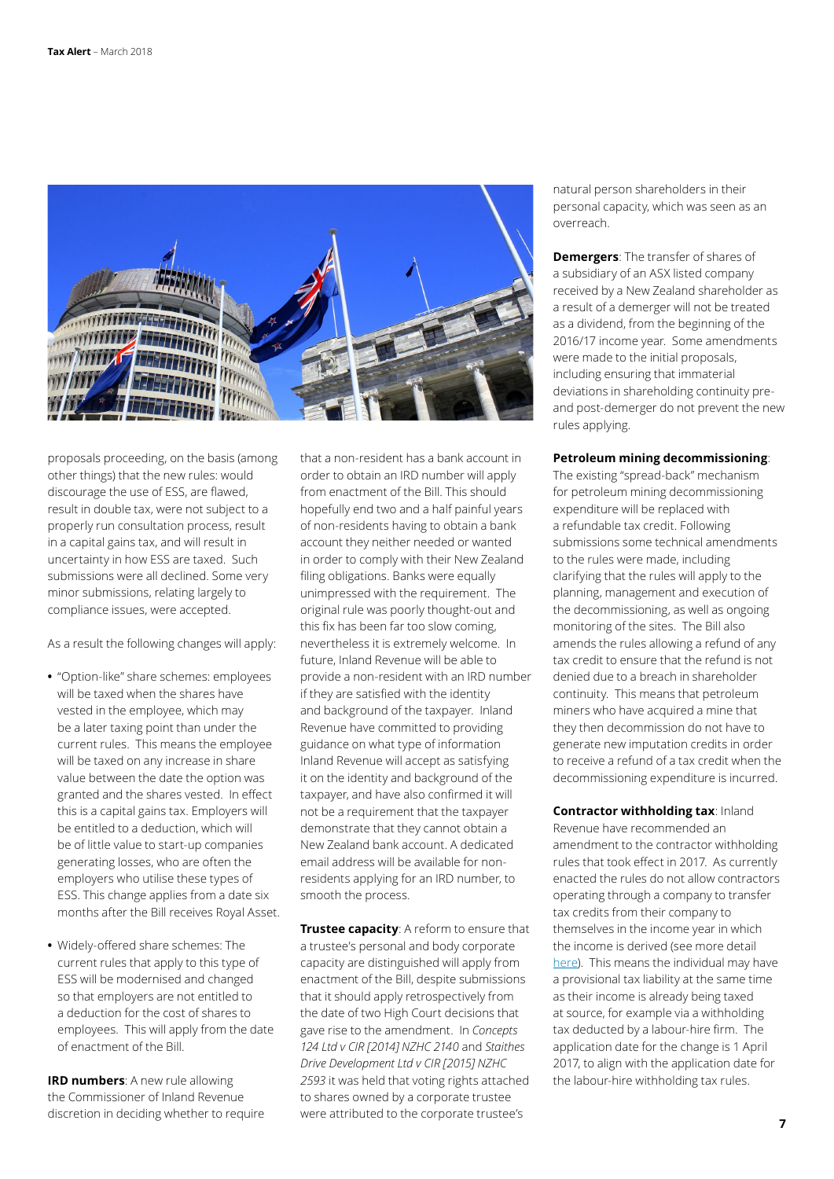proposals proceeding, on the basis (among other things) that the new rules: would discourage the use of ESS, are flawed, result in double tax, were not subject to a properly run consultation process, result in a capital gains tax, and will result in uncertainty in how ESS are taxed. Such submissions were all declined. Some very minor submissions, relating largely to compliance issues, were accepted.

As a result the following changes will apply:

- "Option-like" share schemes: employees will be taxed when the shares have vested in the employee, which may be a later taxing point than under the current rules. This means the employee will be taxed on any increase in share value between the date the option was granted and the shares vested. In effect this is a capital gains tax. Employers will be entitled to a deduction, which will be of little value to start-up companies generating losses, who are often the employers who utilise these types of ESS. This change applies from a date six months after the Bill receives Royal Asset.
- Widely-offered share schemes: The current rules that apply to this type of ESS will be modernised and changed so that employers are not entitled to a deduction for the cost of shares to employees. This will apply from the date of enactment of the Bill.

**IRD numbers**: A new rule allowing the Commissioner of Inland Revenue discretion in deciding whether to require that a non-resident has a bank account in order to obtain an IRD number will apply from enactment of the Bill. This should hopefully end two and a half painful years of non-residents having to obtain a bank account they neither needed or wanted in order to comply with their New Zealand filing obligations. Banks were equally unimpressed with the requirement. The original rule was poorly thought-out and this fix has been far too slow coming, nevertheless it is extremely welcome. In future, Inland Revenue will be able to provide a non-resident with an IRD number if they are satisfied with the identity and background of the taxpayer. Inland Revenue have committed to providing guidance on what type of information Inland Revenue will accept as satisfying it on the identity and background of the taxpayer, and have also confirmed it will not be a requirement that the taxpayer demonstrate that they cannot obtain a New Zealand bank account. A dedicated email address will be available for non-residents applying for an IRD number, to smooth the process.

**Trustee capacity**: A reform to ensure that a trustee's personal and body corporate capacity are distinguished will apply from enactment of the Bill, despite submissions that it should apply retrospectively from the date of two High Court decisions that gave rise to the amendment. In *Concepts 124 Ltd v CIR [2014] NZHC 2140* and *Staithes Drive Development Ltd v CIR [2015] NZHC 2593* it was held that voting rights attached to shares owned by a corporate trustee were attributed to the corporate trustee's natural person shareholders in their personal capacity, which was seen as an overreach.

**Demergers**: The transfer of shares of a subsidiary of an ASX listed company received by a New Zealand shareholder as a result of a demerger will not be treated as a dividend, from the beginning of the 2016/17 income year. Some amendments were made to the initial proposals, including ensuring that immaterial deviations in shareholding continuity pre- and post-demerger do not prevent the new rules applying.

**Petroleum mining decommissioning**: The existing "spread-back" mechanism for petroleum mining decommissioning expenditure will be replaced with a refundable tax credit. Following submissions some technical amendments to the rules were made, including clarifying that the rules will apply to the planning, management and execution of the decommissioning, as well as ongoing monitoring of the sites. The Bill also amends the rules allowing a refund of any tax credit to ensure that the refund is not denied due to a breach in shareholder continuity. This means that petroleum miners who have acquired a mine that they then decommission do not have to generate new imputation credits in order to receive a refund of a tax credit when the decommissioning expenditure is incurred.

**Contractor withholding tax**: Inland Revenue have recommended an amendment to the contractor withholding rules that took effect in 2017. As currently enacted the rules do not allow contractors operating through a company to transfer tax credits from their company to themselves in the income year in which the income is derived (see more detail here). This means the individual may have a provisional tax liability at the same time as their income is already being taxed at source, for example via a withholding tax deducted by a labour-hire firm. The application date for the change is 1 April 2017, to align with the application date for the labour-hire withholding tax rules.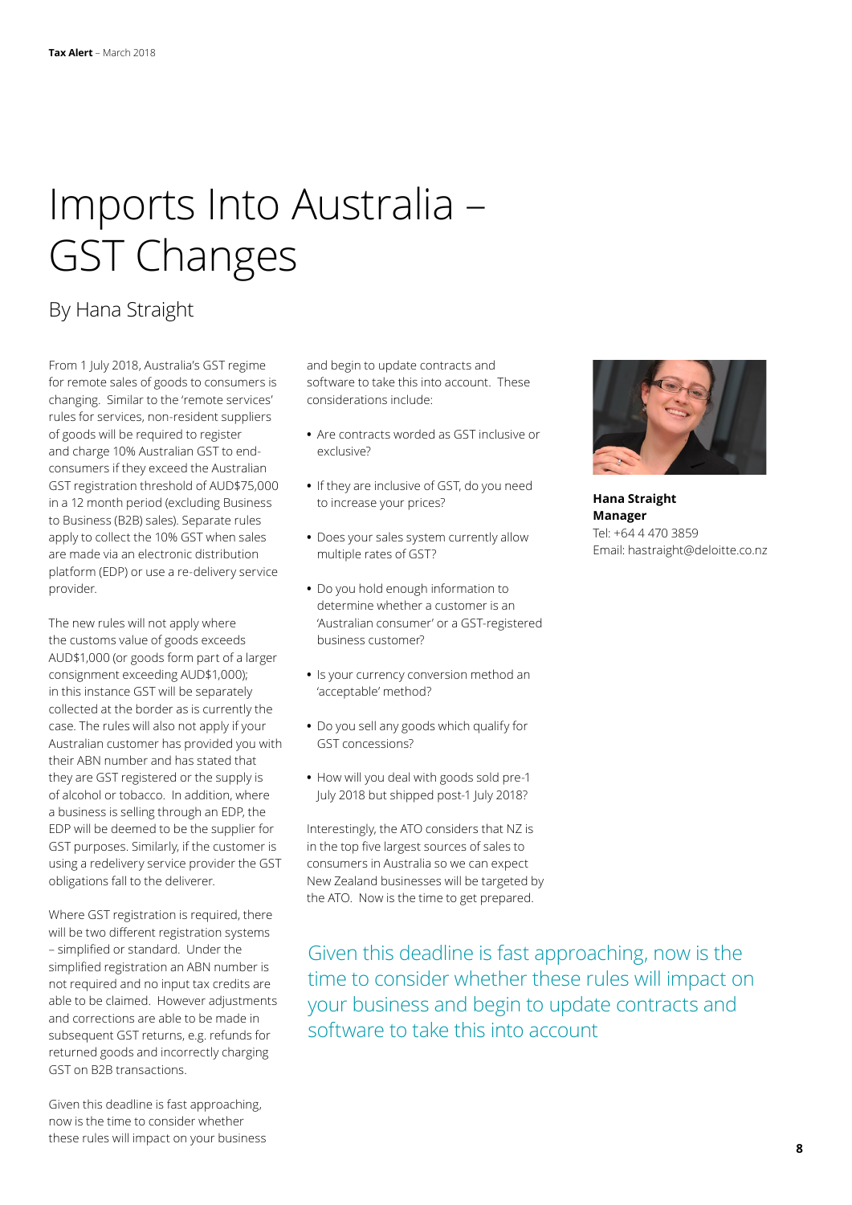# Imports Into Australia – GST Changes

## By Hana Straight

From 1 July 2018, Australia's GST regime for remote sales of goods to consumers is changing. Similar to the 'remote services' rules for services, non-resident suppliers of goods will be required to register and charge 10% Australian GST to end-consumers if they exceed the Australian GST registration threshold of AUD$75,000 in a 12 month period (excluding Business to Business (B2B) sales). Separate rules apply to collect the 10% GST when sales are made via an electronic distribution platform (EDP) or use a re-delivery service provider.

The new rules will not apply where the customs value of goods exceeds AUD$1,000 (or goods form part of a larger consignment exceeding AUD$1,000); in this instance GST will be separately collected at the border as is currently the case. The rules will also not apply if your Australian customer has provided you with their ABN number and has stated that they are GST registered or the supply is of alcohol or tobacco. In addition, where a business is selling through an EDP, the EDP will be deemed to be the supplier for GST purposes. Similarly, if the customer is using a redelivery service provider the GST obligations fall to the deliverer.

Where GST registration is required, there will be two different registration systems – simplified or standard. Under the simplified registration an ABN number is not required and no input tax credits are able to be claimed. However adjustments and corrections are able to be made in subsequent GST returns, e.g. refunds for returned goods and incorrectly charging GST on B2B transactions.

Given this deadline is fast approaching, now is the time to consider whether these rules will impact on your business and begin to update contracts and software to take this into account. These considerations include:

- Are contracts worded as GST inclusive or exclusive?
- If they are inclusive of GST, do you need to increase your prices?
- Does your sales system currently allow multiple rates of GST?
- Do you hold enough information to determine whether a customer is an 'Australian consumer' or a GST-registered business customer?
- Is your currency conversion method an 'acceptable' method?
- Do you sell any goods which qualify for GST concessions?
- How will you deal with goods sold pre-1 July 2018 but shipped post-1 July 2018?

Interestingly, the ATO considers that NZ is in the top five largest sources of sales to consumers in Australia so we can expect New Zealand businesses will be targeted by the ATO. Now is the time to get prepared.

Given this deadline is fast approaching, now is the time to consider whether these rules will impact on your business and begin to update contracts and software to take this into account

**Hana Straight**
**Manager**
Tel: +64 4 470 3859
Email: hastraight@deloitte.co.nz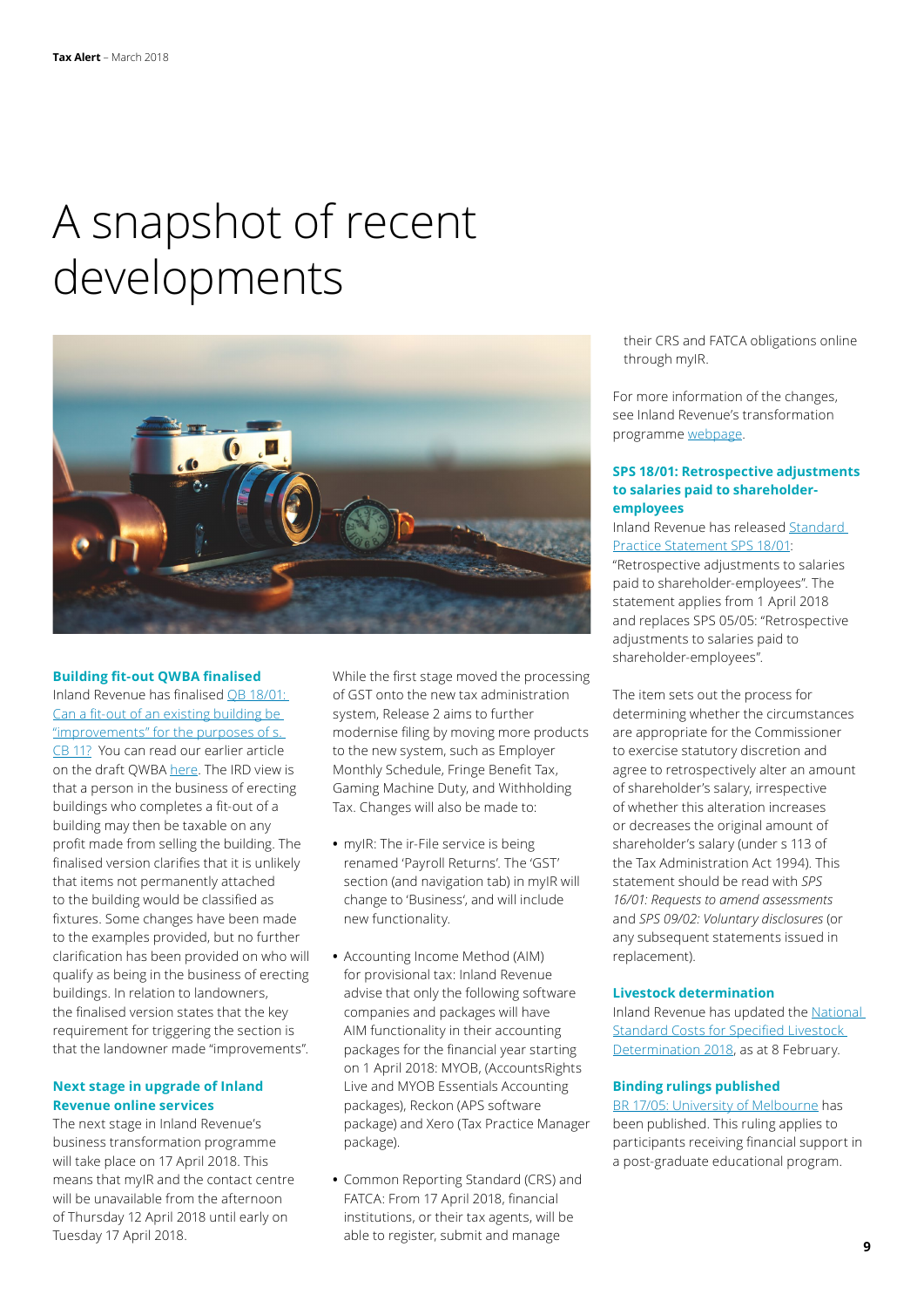# A snapshot of recent developments

### Building fit-out QWBA finalised

Inland Revenue has finalised QB 18/01: Can a fit-out of an existing building be "improvements" for the purposes of s. CB 11? You can read our earlier article on the draft QWBA here. The IRD view is that a person in the business of erecting buildings who completes a fit-out of a building may then be taxable on any profit made from selling the building. The finalised version clarifies that it is unlikely that items not permanently attached to the building would be classified as fixtures. Some changes have been made to the examples provided, but no further clarification has been provided on who will qualify as being in the business of erecting buildings. In relation to landowners, the finalised version states that the key requirement for triggering the section is that the landowner made "improvements".

### Next stage in upgrade of Inland Revenue online services

The next stage in Inland Revenue's business transformation programme will take place on 17 April 2018. This means that myIR and the contact centre will be unavailable from the afternoon of Thursday 12 April 2018 until early on Tuesday 17 April 2018.

While the first stage moved the processing of GST onto the new tax administration system, Release 2 aims to further modernise filing by moving more products to the new system, such as Employer Monthly Schedule, Fringe Benefit Tax, Gaming Machine Duty, and Withholding Tax. Changes will also be made to:

- myIR: The ir-File service is being renamed 'Payroll Returns'. The 'GST' section (and navigation tab) in myIR will change to 'Business', and will include new functionality.
- Accounting Income Method (AIM) for provisional tax: Inland Revenue advise that only the following software companies and packages will have AIM functionality in their accounting packages for the financial year starting on 1 April 2018: MYOB, (AccountsRights Live and MYOB Essentials Accounting packages), Reckon (APS software package) and Xero (Tax Practice Manager package).
- Common Reporting Standard (CRS) and FATCA: From 17 April 2018, financial institutions, or their tax agents, will be able to register, submit and manage their CRS and FATCA obligations online through myIR.

For more information of the changes, see Inland Revenue's transformation programme webpage.

### SPS 18/01: Retrospective adjustments to salaries paid to shareholder-employees

Inland Revenue has released Standard Practice Statement SPS 18/01: "Retrospective adjustments to salaries paid to shareholder-employees". The statement applies from 1 April 2018 and replaces SPS 05/05: "Retrospective adjustments to salaries paid to shareholder-employees".

The item sets out the process for determining whether the circumstances are appropriate for the Commissioner to exercise statutory discretion and agree to retrospectively alter an amount of shareholder's salary, irrespective of whether this alteration increases or decreases the original amount of shareholder's salary (under s 113 of the Tax Administration Act 1994). This statement should be read with *SPS 16/01: Requests to amend assessments* and *SPS 09/02: Voluntary disclosures* (or any subsequent statements issued in replacement).

### Livestock determination

Inland Revenue has updated the National Standard Costs for Specified Livestock Determination 2018, as at 8 February.

### Binding rulings published

BR 17/05: University of Melbourne has been published. This ruling applies to participants receiving financial support in a post-graduate educational program.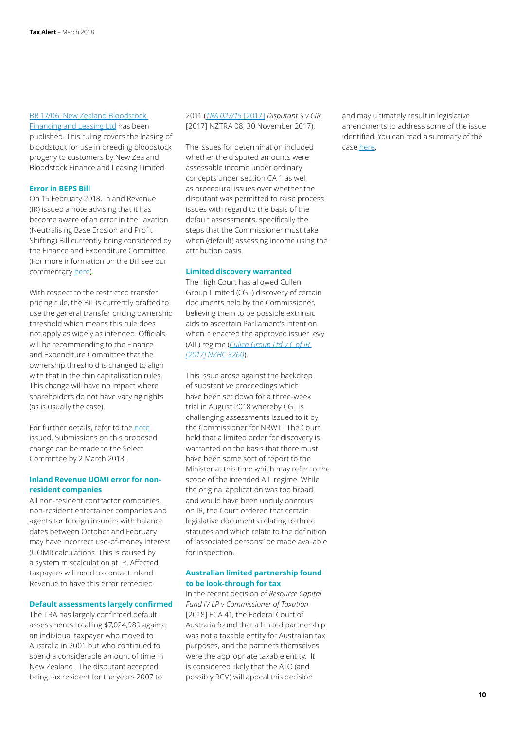[BR 17/06: New Zealand Bloodstock Financing and Leasing Ltd](#) has been published. This ruling covers the leasing of bloodstock for use in breeding bloodstock progeny to customers by New Zealand Bloodstock Finance and Leasing Limited.

### Error in BEPS Bill

On 15 February 2018, Inland Revenue (IR) issued a note advising that it has become aware of an error in the Taxation (Neutralising Base Erosion and Profit Shifting) Bill currently being considered by the Finance and Expenditure Committee. (For more information on the Bill see our commentary [here](#)).

With respect to the restricted transfer pricing rule, the Bill is currently drafted to use the general transfer pricing ownership threshold which means this rule does not apply as widely as intended. Officials will be recommending to the Finance and Expenditure Committee that the ownership threshold is changed to align with that in the thin capitalisation rules. This change will have no impact where shareholders do not have varying rights (as is usually the case).

For further details, refer to the [note](#) issued. Submissions on this proposed change can be made to the Select Committee by 2 March 2018.

### Inland Revenue UOMI error for non-resident companies

All non-resident contractor companies, non-resident entertainer companies and agents for foreign insurers with balance dates between October and February may have incorrect use-of-money interest (UOMI) calculations. This is caused by a system miscalculation at IR. Affected taxpayers will need to contact Inland Revenue to have this error remedied.

### Default assessments largely confirmed

The TRA has largely confirmed default assessments totalling $7,024,989 against an individual taxpayer who moved to Australia in 2001 but who continued to spend a considerable amount of time in New Zealand. The disputant accepted being tax resident for the years 2007 to 2011 (*[TRA 027/15](#)* [[2017]](#) *Disputant S v CIR* [2017] NZTRA 08, 30 November 2017).

The issues for determination included whether the disputed amounts were assessable income under ordinary concepts under section CA 1 as well as procedural issues over whether the disputant was permitted to raise process issues with regard to the basis of the default assessments, specifically the steps that the Commissioner must take when (default) assessing income using the attribution basis.

### Limited discovery warranted

The High Court has allowed Cullen Group Limited (CGL) discovery of certain documents held by the Commissioner, believing them to be possible extrinsic aids to ascertain Parliament's intention when it enacted the approved issuer levy (AIL) regime (*[Cullen Group Ltd v C of IR [2017] NZHC 3260](#)*).

This issue arose against the backdrop of substantive proceedings which have been set down for a three-week trial in August 2018 whereby CGL is challenging assessments issued to it by the Commissioner for NRWT. The Court held that a limited order for discovery is warranted on the basis that there must have been some sort of report to the Minister at this time which may refer to the scope of the intended AIL regime. While the original application was too broad and would have been unduly onerous on IR, the Court ordered that certain legislative documents relating to three statutes and which relate to the definition of "associated persons" be made available for inspection.

### Australian limited partnership found to be look-through for tax

In the recent decision of *Resource Capital Fund IV LP v Commissioner of Taxation* [2018] FCA 41, the Federal Court of Australia found that a limited partnership was not a taxable entity for Australian tax purposes, and the partners themselves were the appropriate taxable entity. It is considered likely that the ATO (and possibly RCV) will appeal this decision and may ultimately result in legislative amendments to address some of the issue identified. You can read a summary of the case [here](#).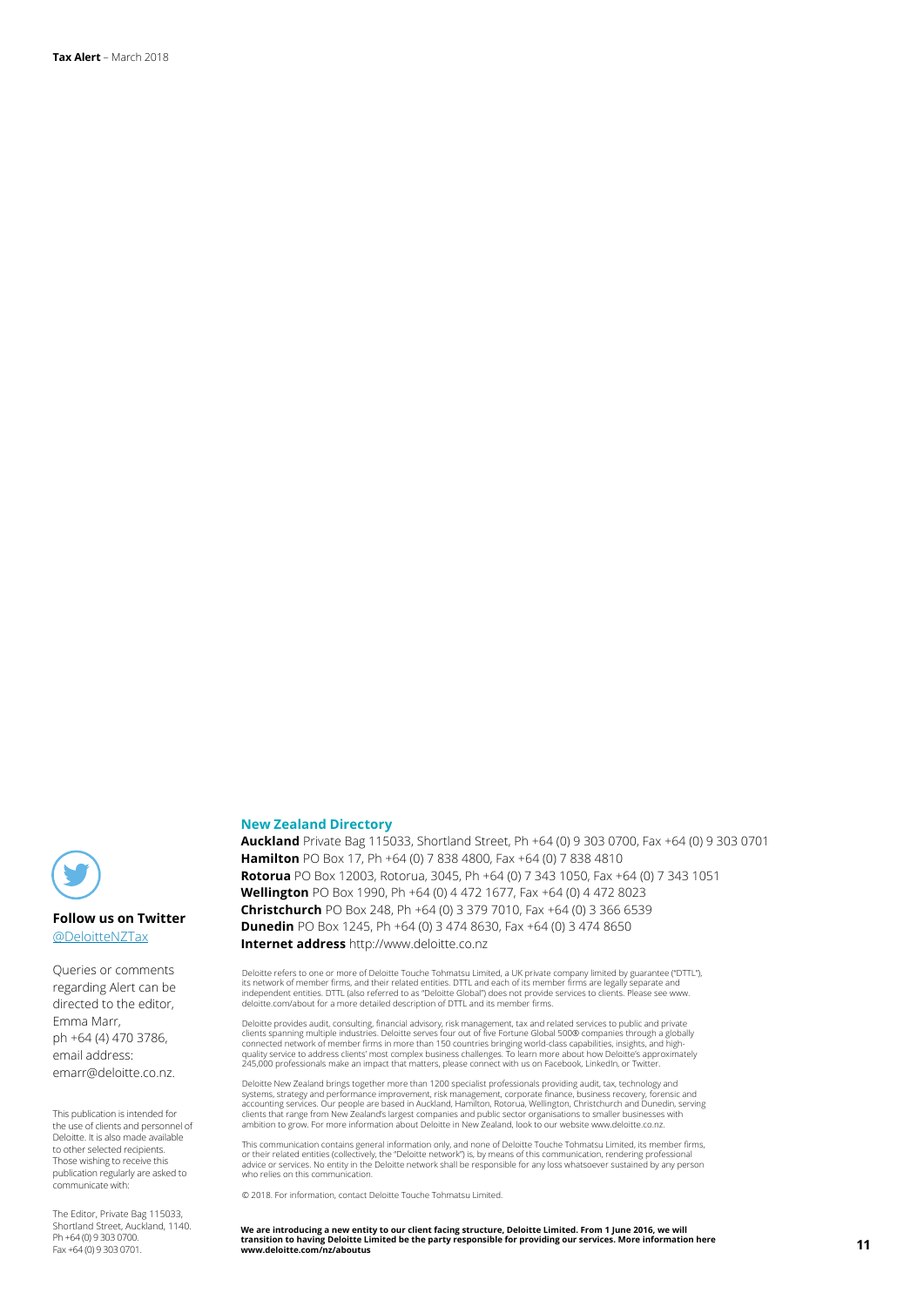**Follow us on Twitter**
@DeloitteNZTax

Queries or comments regarding Alert can be directed to the editor, Emma Marr, ph +64 (4) 470 3786, email address: emarr@deloitte.co.nz.

This publication is intended for the use of clients and personnel of Deloitte. It is also made available to other selected recipients. Those wishing to receive this publication regularly are asked to communicate with:

The Editor, Private Bag 115033, Shortland Street, Auckland, 1140. Ph +64 (0) 9 303 0700. Fax +64 (0) 9 303 0701.

## New Zealand Directory

**Auckland** Private Bag 115033, Shortland Street, Ph +64 (0) 9 303 0700, Fax +64 (0) 9 303 0701
**Hamilton** PO Box 17, Ph +64 (0) 7 838 4800, Fax +64 (0) 7 838 4810
**Rotorua** PO Box 12003, Rotorua, 3045, Ph +64 (0) 7 343 1050, Fax +64 (0) 7 343 1051
**Wellington** PO Box 1990, Ph +64 (0) 4 472 1677, Fax +64 (0) 4 472 8023
**Christchurch** PO Box 248, Ph +64 (0) 3 379 7010, Fax +64 (0) 3 366 6539
**Dunedin** PO Box 1245, Ph +64 (0) 3 474 8630, Fax +64 (0) 3 474 8650
**Internet address** http://www.deloitte.co.nz

Deloitte refers to one or more of Deloitte Touche Tohmatsu Limited, a UK private company limited by guarantee ("DTTL"), its network of member firms, and their related entities. DTTL and each of its member firms are legally separate and independent entities. DTTL (also referred to as "Deloitte Global") does not provide services to clients. Please see www.deloitte.com/about for a more detailed description of DTTL and its member firms.

Deloitte provides audit, consulting, financial advisory, risk management, tax and related services to public and private clients spanning multiple industries. Deloitte serves four out of five Fortune Global 500® companies through a globally connected network of member firms in more than 150 countries bringing world-class capabilities, insights, and high-quality service to address clients' most complex business challenges. To learn more about how Deloitte's approximately 245,000 professionals make an impact that matters, please connect with us on Facebook, LinkedIn, or Twitter.

Deloitte New Zealand brings together more than 1200 specialist professionals providing audit, tax, technology and systems, strategy and performance improvement, risk management, corporate finance, business recovery, forensic and accounting services. Our people are based in Auckland, Hamilton, Rotorua, Wellington, Christchurch and Dunedin, serving clients that range from New Zealand's largest companies and public sector organisations to smaller businesses with ambition to grow. For more information about Deloitte in New Zealand, look to our website www.deloitte.co.nz.

This communication contains general information only, and none of Deloitte Touche Tohmatsu Limited, its member firms, or their related entities (collectively, the "Deloitte network") is, by means of this communication, rendering professional advice or services. No entity in the Deloitte network shall be responsible for any loss whatsoever sustained by any person who relies on this communication.

© 2018. For information, contact Deloitte Touche Tohmatsu Limited.

**We are introducing a new entity to our client facing structure, Deloitte Limited. From 1 June 2016, we will transition to having Deloitte Limited be the party responsible for providing our services. More information here www.deloitte.com/nz/aboutus**